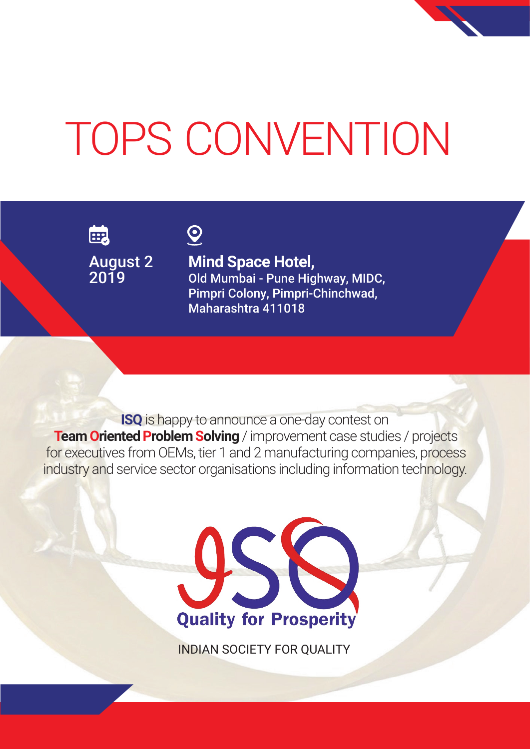# TOPS CONVENTION

August 2
2019

**Mind Space Hotel,**
Old Mumbai - Pune Highway, MIDC,
Pimpri Colony, Pimpri-Chinchwad,
Maharashtra 411018

**ISQ** is happy to announce a one-day contest on **Team Oriented Problem Solving** / improvement case studies / projects for executives from OEMs, tier 1 and 2 manufacturing companies, process industry and service sector organisations including information technology.

ISQ
Quality for Prosperity

INDIAN SOCIETY FOR QUALITY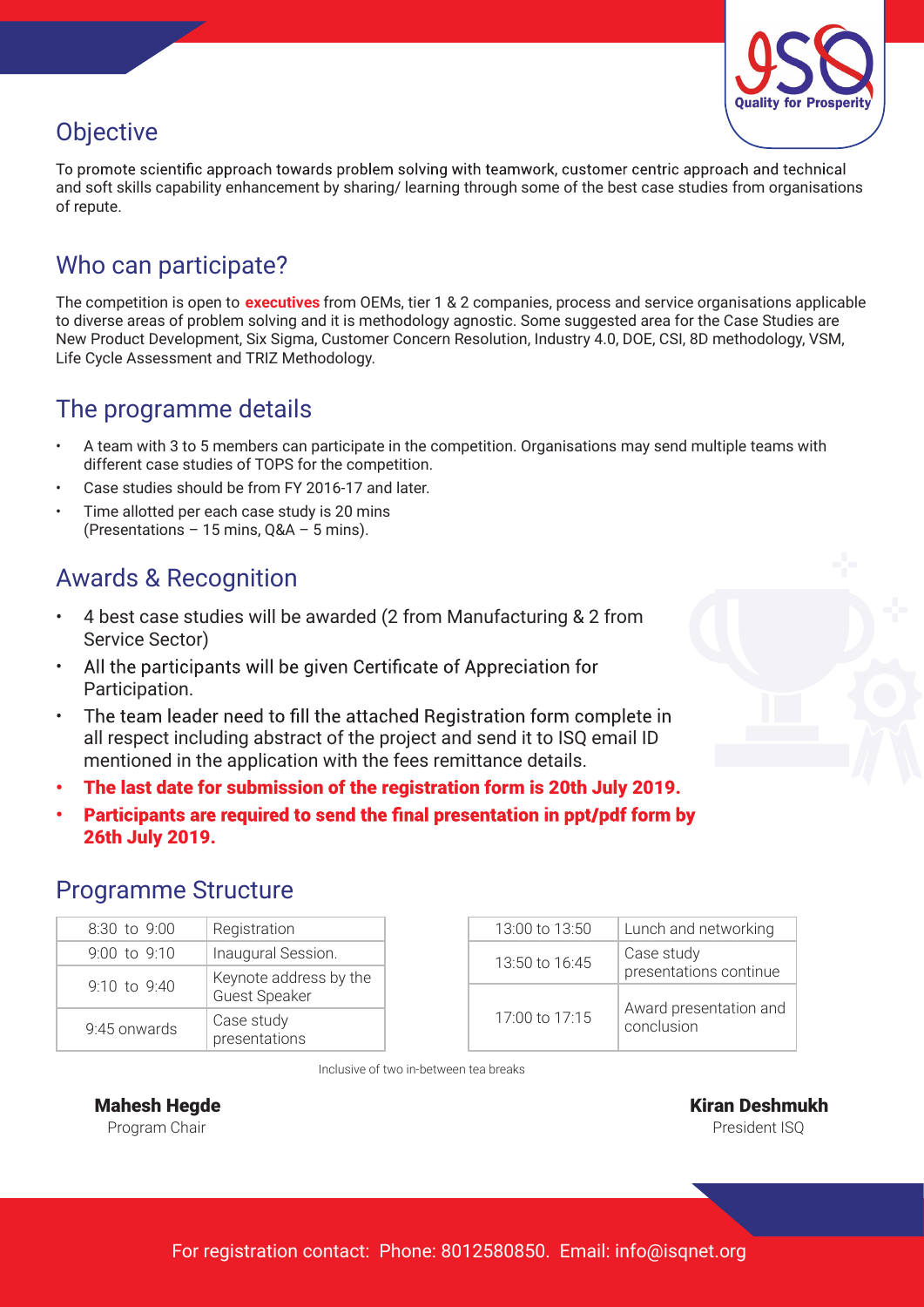## Objective

To promote scientific approach towards problem solving with teamwork, customer centric approach and technical and soft skills capability enhancement by sharing/ learning through some of the best case studies from organisations of repute.

## Who can participate?

The competition is open to **executives** from OEMs, tier 1 & 2 companies, process and service organisations applicable to diverse areas of problem solving and it is methodology agnostic. Some suggested area for the Case Studies are New Product Development, Six Sigma, Customer Concern Resolution, Industry 4.0, DOE, CSI, 8D methodology, VSM, Life Cycle Assessment and TRIZ Methodology.

## The programme details

- A team with 3 to 5 members can participate in the competition. Organisations may send multiple teams with different case studies of TOPS for the competition.
- Case studies should be from FY 2016-17 and later.
- Time allotted per each case study is 20 mins (Presentations – 15 mins, Q&A – 5 mins).

## Awards & Recognition

- 4 best case studies will be awarded (2 from Manufacturing & 2 from Service Sector)
- All the participants will be given Certificate of Appreciation for Participation.
- The team leader need to fill the attached Registration form complete in all respect including abstract of the project and send it to ISQ email ID mentioned in the application with the fees remittance details.
- **The last date for submission of the registration form is 20th July 2019.**
- **Participants are required to send the final presentation in ppt/pdf form by 26th July 2019.**

## Programme Structure

| | |
|---|---|
| 8:30 to 9:00 | Registration |
| 9:00 to 9:10 | Inaugural Session. |
| 9:10 to 9:40 | Keynote address by the Guest Speaker |
| 9:45 onwards | Case study presentations |
| 13:00 to 13:50 | Lunch and networking |
| 13:50 to 16:45 | Case study presentations continue |
| 17:00 to 17:15 | Award presentation and conclusion |

Inclusive of two in-between tea breaks

**Mahesh Hegde**
Program Chair

**Kiran Deshmukh**
President ISQ

For registration contact: Phone: 8012580850. Email: info@isqnet.org